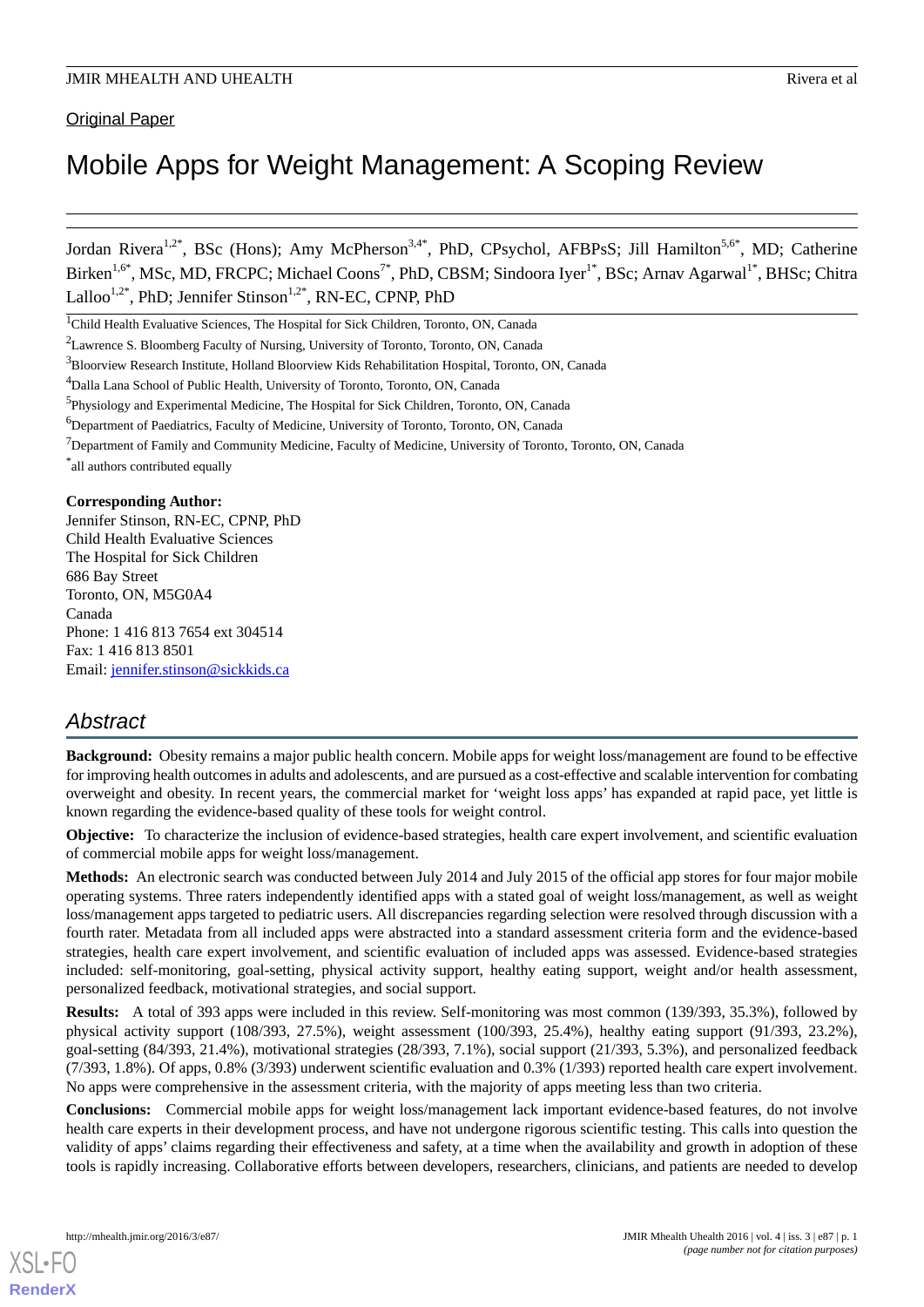Original Paper

# Mobile Apps for Weight Management: A Scoping Review

Jordan Rivera[1,2*], BSc (Hons); Amy McPherson[3,4*], PhD, CPsychol, AFBPsS; Jill Hamilton[5,6*], MD; Catherine Birken[1,6*], MSc, MD, FRCPC; Michael Coons[7*], PhD, CBSM; Sindoora Iyer[1*], BSc; Arnav Agarwal[1*], BHSc; Chitra Lalloo[1,2*], PhD; Jennifer Stinson[1,2*], RN-EC, CPNP, PhD

[1]Child Health Evaluative Sciences, The Hospital for Sick Children, Toronto, ON, Canada

[2]Lawrence S. Bloomberg Faculty of Nursing, University of Toronto, Toronto, ON, Canada

[3]Bloorview Research Institute, Holland Bloorview Kids Rehabilitation Hospital, Toronto, ON, Canada

[4]Dalla Lana School of Public Health, University of Toronto, Toronto, ON, Canada

[5]Physiology and Experimental Medicine, The Hospital for Sick Children, Toronto, ON, Canada

[6]Department of Paediatrics, Faculty of Medicine, University of Toronto, Toronto, ON, Canada

[7]Department of Family and Community Medicine, Faculty of Medicine, University of Toronto, Toronto, ON, Canada

[*]all authors contributed equally

**Corresponding Author:**
Jennifer Stinson, RN-EC, CPNP, PhD
Child Health Evaluative Sciences
The Hospital for Sick Children
686 Bay Street
Toronto, ON, M5G0A4
Canada
Phone: 1 416 813 7654 ext 304514
Fax: 1 416 813 8501
Email: jennifer.stinson@sickkids.ca

## Abstract

**Background:** Obesity remains a major public health concern. Mobile apps for weight loss/management are found to be effective for improving health outcomes in adults and adolescents, and are pursued as a cost-effective and scalable intervention for combating overweight and obesity. In recent years, the commercial market for 'weight loss apps' has expanded at rapid pace, yet little is known regarding the evidence-based quality of these tools for weight control.

**Objective:** To characterize the inclusion of evidence-based strategies, health care expert involvement, and scientific evaluation of commercial mobile apps for weight loss/management.

**Methods:** An electronic search was conducted between July 2014 and July 2015 of the official app stores for four major mobile operating systems. Three raters independently identified apps with a stated goal of weight loss/management, as well as weight loss/management apps targeted to pediatric users. All discrepancies regarding selection were resolved through discussion with a fourth rater. Metadata from all included apps were abstracted into a standard assessment criteria form and the evidence-based strategies, health care expert involvement, and scientific evaluation of included apps was assessed. Evidence-based strategies included: self-monitoring, goal-setting, physical activity support, healthy eating support, weight and/or health assessment, personalized feedback, motivational strategies, and social support.

**Results:** A total of 393 apps were included in this review. Self-monitoring was most common (139/393, 35.3%), followed by physical activity support (108/393, 27.5%), weight assessment (100/393, 25.4%), healthy eating support (91/393, 23.2%), goal-setting (84/393, 21.4%), motivational strategies (28/393, 7.1%), social support (21/393, 5.3%), and personalized feedback (7/393, 1.8%). Of apps, 0.8% (3/393) underwent scientific evaluation and 0.3% (1/393) reported health care expert involvement. No apps were comprehensive in the assessment criteria, with the majority of apps meeting less than two criteria.

**Conclusions:** Commercial mobile apps for weight loss/management lack important evidence-based features, do not involve health care experts in their development process, and have not undergone rigorous scientific testing. This calls into question the validity of apps' claims regarding their effectiveness and safety, at a time when the availability and growth in adoption of these tools is rapidly increasing. Collaborative efforts between developers, researchers, clinicians, and patients are needed to develop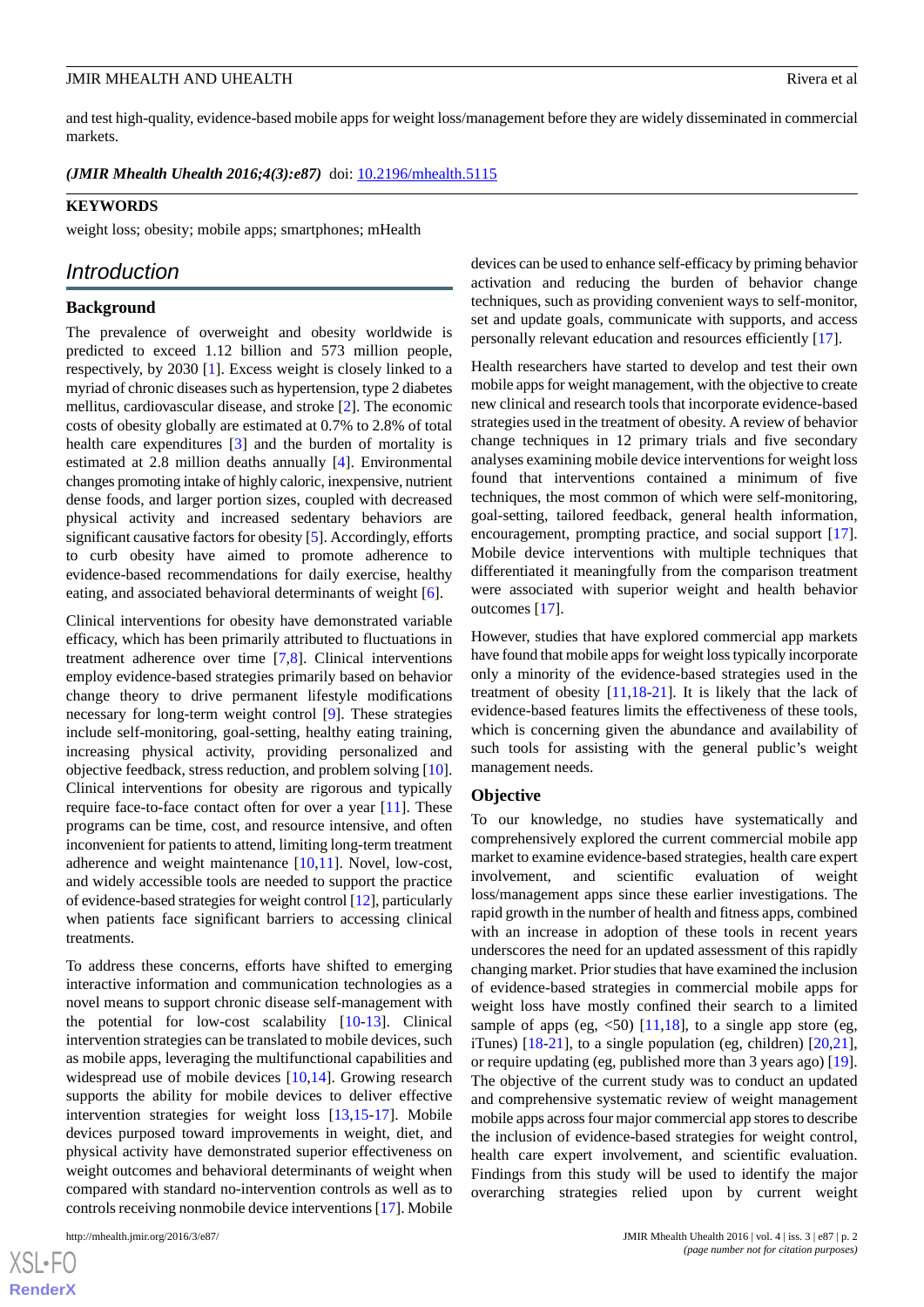and test high-quality, evidence-based mobile apps for weight loss/management before they are widely disseminated in commercial markets.

***(JMIR Mhealth Uhealth 2016;4(3):e87)*** doi: 10.2196/mhealth.5115

**KEYWORDS**

weight loss; obesity; mobile apps; smartphones; mHealth

## Introduction

### Background

The prevalence of overweight and obesity worldwide is predicted to exceed 1.12 billion and 573 million people, respectively, by 2030 [1]. Excess weight is closely linked to a myriad of chronic diseases such as hypertension, type 2 diabetes mellitus, cardiovascular disease, and stroke [2]. The economic costs of obesity globally are estimated at 0.7% to 2.8% of total health care expenditures [3] and the burden of mortality is estimated at 2.8 million deaths annually [4]. Environmental changes promoting intake of highly caloric, inexpensive, nutrient dense foods, and larger portion sizes, coupled with decreased physical activity and increased sedentary behaviors are significant causative factors for obesity [5]. Accordingly, efforts to curb obesity have aimed to promote adherence to evidence-based recommendations for daily exercise, healthy eating, and associated behavioral determinants of weight [6].

Clinical interventions for obesity have demonstrated variable efficacy, which has been primarily attributed to fluctuations in treatment adherence over time [7,8]. Clinical interventions employ evidence-based strategies primarily based on behavior change theory to drive permanent lifestyle modifications necessary for long-term weight control [9]. These strategies include self-monitoring, goal-setting, healthy eating training, increasing physical activity, providing personalized and objective feedback, stress reduction, and problem solving [10]. Clinical interventions for obesity are rigorous and typically require face-to-face contact often for over a year [11]. These programs can be time, cost, and resource intensive, and often inconvenient for patients to attend, limiting long-term treatment adherence and weight maintenance [10,11]. Novel, low-cost, and widely accessible tools are needed to support the practice of evidence-based strategies for weight control [12], particularly when patients face significant barriers to accessing clinical treatments.

To address these concerns, efforts have shifted to emerging interactive information and communication technologies as a novel means to support chronic disease self-management with the potential for low-cost scalability [10-13]. Clinical intervention strategies can be translated to mobile devices, such as mobile apps, leveraging the multifunctional capabilities and widespread use of mobile devices [10,14]. Growing research supports the ability for mobile devices to deliver effective intervention strategies for weight loss [13,15-17]. Mobile devices purposed toward improvements in weight, diet, and physical activity have demonstrated superior effectiveness on weight outcomes and behavioral determinants of weight when compared with standard no-intervention controls as well as to controls receiving nonmobile device interventions [17]. Mobile devices can be used to enhance self-efficacy by priming behavior activation and reducing the burden of behavior change techniques, such as providing convenient ways to self-monitor, set and update goals, communicate with supports, and access personally relevant education and resources efficiently [17].

Health researchers have started to develop and test their own mobile apps for weight management, with the objective to create new clinical and research tools that incorporate evidence-based strategies used in the treatment of obesity. A review of behavior change techniques in 12 primary trials and five secondary analyses examining mobile device interventions for weight loss found that interventions contained a minimum of five techniques, the most common of which were self-monitoring, goal-setting, tailored feedback, general health information, encouragement, prompting practice, and social support [17]. Mobile device interventions with multiple techniques that differentiated it meaningfully from the comparison treatment were associated with superior weight and health behavior outcomes [17].

However, studies that have explored commercial app markets have found that mobile apps for weight loss typically incorporate only a minority of the evidence-based strategies used in the treatment of obesity [11,18-21]. It is likely that the lack of evidence-based features limits the effectiveness of these tools, which is concerning given the abundance and availability of such tools for assisting with the general public's weight management needs.

### Objective

To our knowledge, no studies have systematically and comprehensively explored the current commercial mobile app market to examine evidence-based strategies, health care expert involvement, and scientific evaluation of weight loss/management apps since these earlier investigations. The rapid growth in the number of health and fitness apps, combined with an increase in adoption of these tools in recent years underscores the need for an updated assessment of this rapidly changing market. Prior studies that have examined the inclusion of evidence-based strategies in commercial mobile apps for weight loss have mostly confined their search to a limited sample of apps (eg, <50) [11,18], to a single app store (eg, iTunes) [18-21], to a single population (eg, children) [20,21], or require updating (eg, published more than 3 years ago) [19]. The objective of the current study was to conduct an updated and comprehensive systematic review of weight management mobile apps across four major commercial app stores to describe the inclusion of evidence-based strategies for weight control, health care expert involvement, and scientific evaluation. Findings from this study will be used to identify the major overarching strategies relied upon by current weight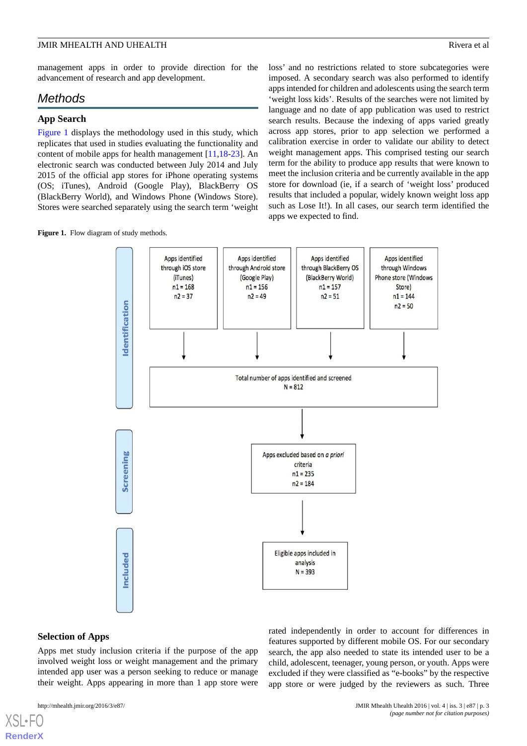management apps in order to provide direction for the advancement of research and app development.

## Methods

### App Search

Figure 1 displays the methodology used in this study, which replicates that used in studies evaluating the functionality and content of mobile apps for health management [11,18-23]. An electronic search was conducted between July 2014 and July 2015 of the official app stores for iPhone operating systems (OS; iTunes), Android (Google Play), BlackBerry OS (BlackBerry World), and Windows Phone (Windows Store). Stores were searched separately using the search term 'weight loss' and no restrictions related to store subcategories were imposed. A secondary search was also performed to identify apps intended for children and adolescents using the search term 'weight loss kids'. Results of the searches were not limited by language and no date of app publication was used to restrict search results. Because the indexing of apps varied greatly across app stores, prior to app selection we performed a calibration exercise in order to validate our ability to detect weight management apps. This comprised testing our search term for the ability to produce app results that were known to meet the inclusion criteria and be currently available in the app store for download (ie, if a search of 'weight loss' produced results that included a popular, widely known weight loss app such as Lose It!). In all cases, our search term identified the apps we expected to find.

**Figure 1.** Flow diagram of study methods.

**Identification**

- Apps identified through iOS store (iTunes): n1 = 168, n2 = 37
- Apps identified through Android store (Google Play): n1 = 156, n2 = 49
- Apps identified through BlackBerry OS (BlackBerry World): n1 = 157, n2 = 51
- Apps identified through Windows Phone store (Windows Store): n1 = 144, n2 = 50

Total number of apps identified and screened: N = 812

**Screening**

Apps excluded based on *a priori* criteria: n1 = 235, n2 = 184

**Included**

Eligible apps included in analysis: N = 393

### Selection of Apps

Apps met study inclusion criteria if the purpose of the app involved weight loss or weight management and the primary intended app user was a person seeking to reduce or manage their weight. Apps appearing in more than 1 app store were rated independently in order to account for differences in features supported by different mobile OS. For our secondary search, the app also needed to state its intended user to be a child, adolescent, teenager, young person, or youth. Apps were excluded if they were classified as "e-books" by the respective app store or were judged by the reviewers as such. Three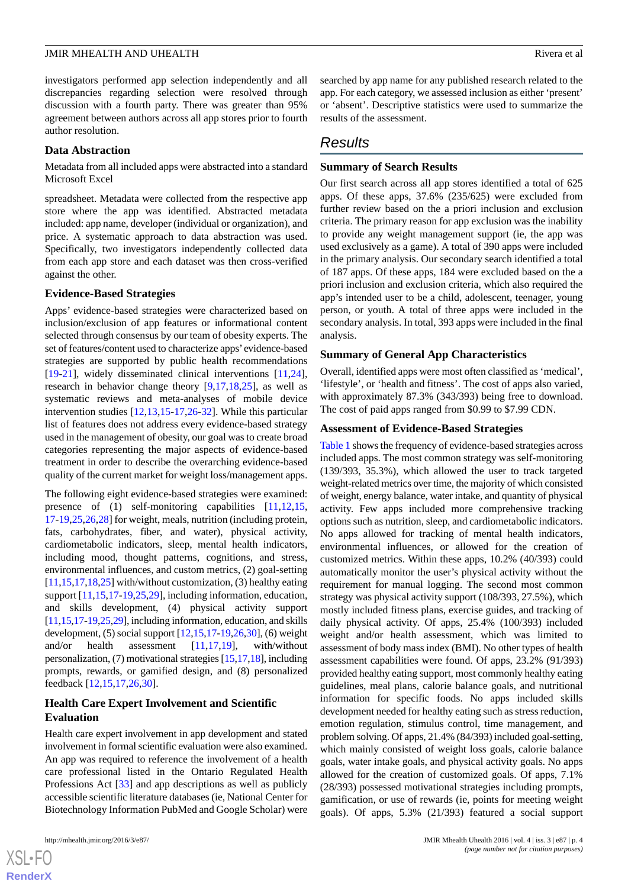investigators performed app selection independently and all discrepancies regarding selection were resolved through discussion with a fourth party. There was greater than 95% agreement between authors across all app stores prior to fourth author resolution.

### Data Abstraction

Metadata from all included apps were abstracted into a standard Microsoft Excel

spreadsheet. Metadata were collected from the respective app store where the app was identified. Abstracted metadata included: app name, developer (individual or organization), and price. A systematic approach to data abstraction was used. Specifically, two investigators independently collected data from each app store and each dataset was then cross-verified against the other.

### Evidence-Based Strategies

Apps' evidence-based strategies were characterized based on inclusion/exclusion of app features or informational content selected through consensus by our team of obesity experts. The set of features/content used to characterize apps' evidence-based strategies are supported by public health recommendations [19-21], widely disseminated clinical interventions [11,24], research in behavior change theory [9,17,18,25], as well as systematic reviews and meta-analyses of mobile device intervention studies [12,13,15-17,26-32]. While this particular list of features does not address every evidence-based strategy used in the management of obesity, our goal was to create broad categories representing the major aspects of evidence-based treatment in order to describe the overarching evidence-based quality of the current market for weight loss/management apps.

The following eight evidence-based strategies were examined: presence of (1) self-monitoring capabilities [11,12,15,17-19,25,26,28] for weight, meals, nutrition (including protein, fats, carbohydrates, fiber, and water), physical activity, cardiometabolic indicators, sleep, mental health indicators, including mood, thought patterns, cognitions, and stress, environmental influences, and custom metrics, (2) goal-setting [11,15,17,18,25] with/without customization, (3) healthy eating support [11,15,17-19,25,29], including information, education, and skills development, (4) physical activity support [11,15,17-19,25,29], including information, education, and skills development, (5) social support [12,15,17-19,26,30], (6) weight and/or health assessment [11,17,19], with/without personalization, (7) motivational strategies [15,17,18], including prompts, rewards, or gamified design, and (8) personalized feedback [12,15,17,26,30].

### Health Care Expert Involvement and Scientific Evaluation

Health care expert involvement in app development and stated involvement in formal scientific evaluation were also examined. An app was required to reference the involvement of a health care professional listed in the Ontario Regulated Health Professions Act [33] and app descriptions as well as publicly accessible scientific literature databases (ie, National Center for Biotechnology Information PubMed and Google Scholar) were searched by app name for any published research related to the app. For each category, we assessed inclusion as either 'present' or 'absent'. Descriptive statistics were used to summarize the results of the assessment.

## Results

### Summary of Search Results

Our first search across all app stores identified a total of 625 apps. Of these apps, 37.6% (235/625) were excluded from further review based on the a priori inclusion and exclusion criteria. The primary reason for app exclusion was the inability to provide any weight management support (ie, the app was used exclusively as a game). A total of 390 apps were included in the primary analysis. Our secondary search identified a total of 187 apps. Of these apps, 184 were excluded based on the a priori inclusion and exclusion criteria, which also required the app's intended user to be a child, adolescent, teenager, young person, or youth. A total of three apps were included in the secondary analysis. In total, 393 apps were included in the final analysis.

### Summary of General App Characteristics

Overall, identified apps were most often classified as 'medical', 'lifestyle', or 'health and fitness'. The cost of apps also varied, with approximately 87.3% (343/393) being free to download. The cost of paid apps ranged from $0.99 to $7.99 CDN.

### Assessment of Evidence-Based Strategies

Table 1 shows the frequency of evidence-based strategies across included apps. The most common strategy was self-monitoring (139/393, 35.3%), which allowed the user to track targeted weight-related metrics over time, the majority of which consisted of weight, energy balance, water intake, and quantity of physical activity. Few apps included more comprehensive tracking options such as nutrition, sleep, and cardiometabolic indicators. No apps allowed for tracking of mental health indicators, environmental influences, or allowed for the creation of customized metrics. Within these apps, 10.2% (40/393) could automatically monitor the user's physical activity without the requirement for manual logging. The second most common strategy was physical activity support (108/393, 27.5%), which mostly included fitness plans, exercise guides, and tracking of daily physical activity. Of apps, 25.4% (100/393) included weight and/or health assessment, which was limited to assessment of body mass index (BMI). No other types of health assessment capabilities were found. Of apps, 23.2% (91/393) provided healthy eating support, most commonly healthy eating guidelines, meal plans, calorie balance goals, and nutritional information for specific foods. No apps included skills development needed for healthy eating such as stress reduction, emotion regulation, stimulus control, time management, and problem solving. Of apps, 21.4% (84/393) included goal-setting, which mainly consisted of weight loss goals, calorie balance goals, water intake goals, and physical activity goals. No apps allowed for the creation of customized goals. Of apps, 7.1% (28/393) possessed motivational strategies including prompts, gamification, or use of rewards (ie, points for meeting weight goals). Of apps, 5.3% (21/393) featured a social support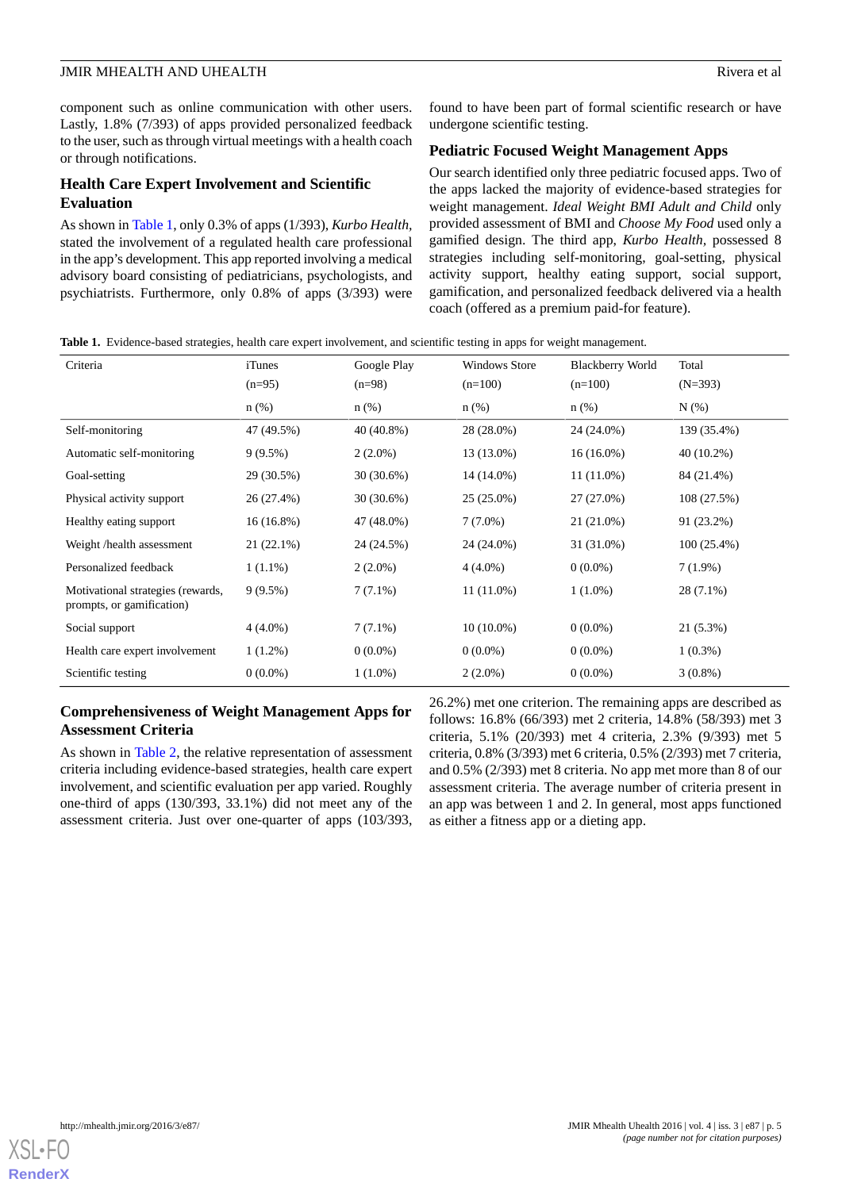component such as online communication with other users. Lastly, 1.8% (7/393) of apps provided personalized feedback to the user, such as through virtual meetings with a health coach or through notifications.

## Health Care Expert Involvement and Scientific Evaluation

As shown in Table 1, only 0.3% of apps (1/393), *Kurbo Health,* stated the involvement of a regulated health care professional in the app's development. This app reported involving a medical advisory board consisting of pediatricians, psychologists, and psychiatrists. Furthermore, only 0.8% of apps (3/393) were found to have been part of formal scientific research or have undergone scientific testing.

## Pediatric Focused Weight Management Apps

Our search identified only three pediatric focused apps. Two of the apps lacked the majority of evidence-based strategies for weight management. *Ideal Weight BMI Adult and Child* only provided assessment of BMI and *Choose My Food* used only a gamified design. The third app, *Kurbo Health,* possessed 8 strategies including self-monitoring, goal-setting, physical activity support, healthy eating support, social support, gamification, and personalized feedback delivered via a health coach (offered as a premium paid-for feature).

**Table 1.** Evidence-based strategies, health care expert involvement, and scientific testing in apps for weight management.

| Criteria | iTunes (n=95) n (%) | Google Play (n=98) n (%) | Windows Store (n=100) n (%) | Blackberry World (n=100) n (%) | Total (N=393) N (%) |
|---|---|---|---|---|---|
| Self-monitoring | 47 (49.5%) | 40 (40.8%) | 28 (28.0%) | 24 (24.0%) | 139 (35.4%) |
| Automatic self-monitoring | 9 (9.5%) | 2 (2.0%) | 13 (13.0%) | 16 (16.0%) | 40 (10.2%) |
| Goal-setting | 29 (30.5%) | 30 (30.6%) | 14 (14.0%) | 11 (11.0%) | 84 (21.4%) |
| Physical activity support | 26 (27.4%) | 30 (30.6%) | 25 (25.0%) | 27 (27.0%) | 108 (27.5%) |
| Healthy eating support | 16 (16.8%) | 47 (48.0%) | 7 (7.0%) | 21 (21.0%) | 91 (23.2%) |
| Weight /health assessment | 21 (22.1%) | 24 (24.5%) | 24 (24.0%) | 31 (31.0%) | 100 (25.4%) |
| Personalized feedback | 1 (1.1%) | 2 (2.0%) | 4 (4.0%) | 0 (0.0%) | 7 (1.9%) |
| Motivational strategies (rewards, prompts, or gamification) | 9 (9.5%) | 7 (7.1%) | 11 (11.0%) | 1 (1.0%) | 28 (7.1%) |
| Social support | 4 (4.0%) | 7 (7.1%) | 10 (10.0%) | 0 (0.0%) | 21 (5.3%) |
| Health care expert involvement | 1 (1.2%) | 0 (0.0%) | 0 (0.0%) | 0 (0.0%) | 1 (0.3%) |
| Scientific testing | 0 (0.0%) | 1 (1.0%) | 2 (2.0%) | 0 (0.0%) | 3 (0.8%) |

## Comprehensiveness of Weight Management Apps for Assessment Criteria

As shown in Table 2, the relative representation of assessment criteria including evidence-based strategies, health care expert involvement, and scientific evaluation per app varied. Roughly one-third of apps (130/393, 33.1%) did not meet any of the assessment criteria. Just over one-quarter of apps (103/393, 26.2%) met one criterion. The remaining apps are described as follows: 16.8% (66/393) met 2 criteria, 14.8% (58/393) met 3 criteria, 5.1% (20/393) met 4 criteria, 2.3% (9/393) met 5 criteria, 0.8% (3/393) met 6 criteria, 0.5% (2/393) met 7 criteria, and 0.5% (2/393) met 8 criteria. No app met more than 8 of our assessment criteria. The average number of criteria present in an app was between 1 and 2. In general, most apps functioned as either a fitness app or a dieting app.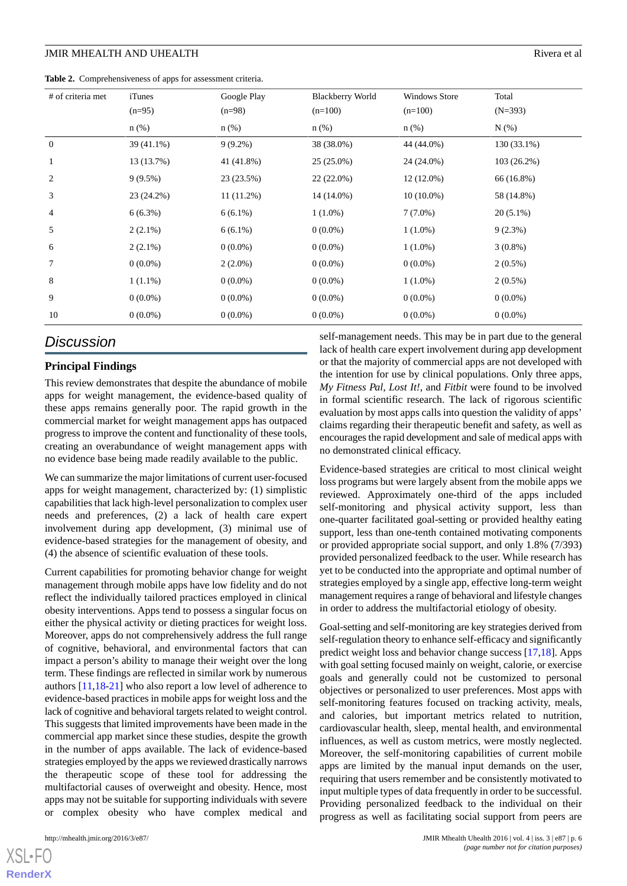**Table 2.** Comprehensiveness of apps for assessment criteria.

| # of criteria met | iTunes (n=95) n (%) | Google Play (n=98) n (%) | Blackberry World (n=100) n (%) | Windows Store (n=100) n (%) | Total (N=393) N (%) |
|---|---|---|---|---|---|
| 0 | 39 (41.1%) | 9 (9.2%) | 38 (38.0%) | 44 (44.0%) | 130 (33.1%) |
| 1 | 13 (13.7%) | 41 (41.8%) | 25 (25.0%) | 24 (24.0%) | 103 (26.2%) |
| 2 | 9 (9.5%) | 23 (23.5%) | 22 (22.0%) | 12 (12.0%) | 66 (16.8%) |
| 3 | 23 (24.2%) | 11 (11.2%) | 14 (14.0%) | 10 (10.0%) | 58 (14.8%) |
| 4 | 6 (6.3%) | 6 (6.1%) | 1 (1.0%) | 7 (7.0%) | 20 (5.1%) |
| 5 | 2 (2.1%) | 6 (6.1%) | 0 (0.0%) | 1 (1.0%) | 9 (2.3%) |
| 6 | 2 (2.1%) | 0 (0.0%) | 0 (0.0%) | 1 (1.0%) | 3 (0.8%) |
| 7 | 0 (0.0%) | 2 (2.0%) | 0 (0.0%) | 0 (0.0%) | 2 (0.5%) |
| 8 | 1 (1.1%) | 0 (0.0%) | 0 (0.0%) | 1 (1.0%) | 2 (0.5%) |
| 9 | 0 (0.0%) | 0 (0.0%) | 0 (0.0%) | 0 (0.0%) | 0 (0.0%) |
| 10 | 0 (0.0%) | 0 (0.0%) | 0 (0.0%) | 0 (0.0%) | 0 (0.0%) |

## Discussion

### Principal Findings

This review demonstrates that despite the abundance of mobile apps for weight management, the evidence-based quality of these apps remains generally poor. The rapid growth in the commercial market for weight management apps has outpaced progress to improve the content and functionality of these tools, creating an overabundance of weight management apps with no evidence base being made readily available to the public.

We can summarize the major limitations of current user-focused apps for weight management, characterized by: (1) simplistic capabilities that lack high-level personalization to complex user needs and preferences, (2) a lack of health care expert involvement during app development, (3) minimal use of evidence-based strategies for the management of obesity, and (4) the absence of scientific evaluation of these tools.

Current capabilities for promoting behavior change for weight management through mobile apps have low fidelity and do not reflect the individually tailored practices employed in clinical obesity interventions. Apps tend to possess a singular focus on either the physical activity or dieting practices for weight loss. Moreover, apps do not comprehensively address the full range of cognitive, behavioral, and environmental factors that can impact a person's ability to manage their weight over the long term. These findings are reflected in similar work by numerous authors [11,18-21] who also report a low level of adherence to evidence-based practices in mobile apps for weight loss and the lack of cognitive and behavioral targets related to weight control. This suggests that limited improvements have been made in the commercial app market since these studies, despite the growth in the number of apps available. The lack of evidence-based strategies employed by the apps we reviewed drastically narrows the therapeutic scope of these tool for addressing the multifactorial causes of overweight and obesity. Hence, most apps may not be suitable for supporting individuals with severe or complex obesity who have complex medical and self-management needs. This may be in part due to the general lack of health care expert involvement during app development or that the majority of commercial apps are not developed with the intention for use by clinical populations. Only three apps, *My Fitness Pal*, *Lost It!*, and *Fitbit* were found to be involved in formal scientific research. The lack of rigorous scientific evaluation by most apps calls into question the validity of apps' claims regarding their therapeutic benefit and safety, as well as encourages the rapid development and sale of medical apps with no demonstrated clinical efficacy.

Evidence-based strategies are critical to most clinical weight loss programs but were largely absent from the mobile apps we reviewed. Approximately one-third of the apps included self-monitoring and physical activity support, less than one-quarter facilitated goal-setting or provided healthy eating support, less than one-tenth contained motivating components or provided appropriate social support, and only 1.8% (7/393) provided personalized feedback to the user. While research has yet to be conducted into the appropriate and optimal number of strategies employed by a single app, effective long-term weight management requires a range of behavioral and lifestyle changes in order to address the multifactorial etiology of obesity.

Goal-setting and self-monitoring are key strategies derived from self-regulation theory to enhance self-efficacy and significantly predict weight loss and behavior change success [17,18]. Apps with goal setting focused mainly on weight, calorie, or exercise goals and generally could not be customized to personal objectives or personalized to user preferences. Most apps with self-monitoring features focused on tracking activity, meals, and calories, but important metrics related to nutrition, cardiovascular health, sleep, mental health, and environmental influences, as well as custom metrics, were mostly neglected. Moreover, the self-monitoring capabilities of current mobile apps are limited by the manual input demands on the user, requiring that users remember and be consistently motivated to input multiple types of data frequently in order to be successful. Providing personalized feedback to the individual on their progress as well as facilitating social support from peers are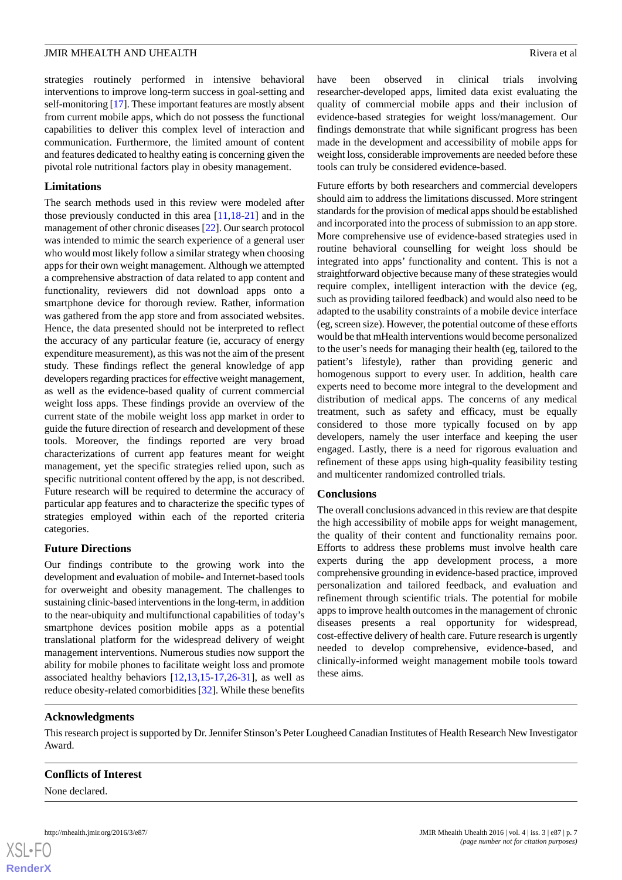strategies routinely performed in intensive behavioral interventions to improve long-term success in goal-setting and self-monitoring [17]. These important features are mostly absent from current mobile apps, which do not possess the functional capabilities to deliver this complex level of interaction and communication. Furthermore, the limited amount of content and features dedicated to healthy eating is concerning given the pivotal role nutritional factors play in obesity management.

### Limitations

The search methods used in this review were modeled after those previously conducted in this area [11,18-21] and in the management of other chronic diseases [22]. Our search protocol was intended to mimic the search experience of a general user who would most likely follow a similar strategy when choosing apps for their own weight management. Although we attempted a comprehensive abstraction of data related to app content and functionality, reviewers did not download apps onto a smartphone device for thorough review. Rather, information was gathered from the app store and from associated websites. Hence, the data presented should not be interpreted to reflect the accuracy of any particular feature (ie, accuracy of energy expenditure measurement), as this was not the aim of the present study. These findings reflect the general knowledge of app developers regarding practices for effective weight management, as well as the evidence-based quality of current commercial weight loss apps. These findings provide an overview of the current state of the mobile weight loss app market in order to guide the future direction of research and development of these tools. Moreover, the findings reported are very broad characterizations of current app features meant for weight management, yet the specific strategies relied upon, such as specific nutritional content offered by the app, is not described. Future research will be required to determine the accuracy of particular app features and to characterize the specific types of strategies employed within each of the reported criteria categories.

### Future Directions

Our findings contribute to the growing work into the development and evaluation of mobile- and Internet-based tools for overweight and obesity management. The challenges to sustaining clinic-based interventions in the long-term, in addition to the near-ubiquity and multifunctional capabilities of today's smartphone devices position mobile apps as a potential translational platform for the widespread delivery of weight management interventions. Numerous studies now support the ability for mobile phones to facilitate weight loss and promote associated healthy behaviors [12,13,15-17,26-31], as well as reduce obesity-related comorbidities [32]. While these benefits have been observed in clinical trials involving researcher-developed apps, limited data exist evaluating the quality of commercial mobile apps and their inclusion of evidence-based strategies for weight loss/management. Our findings demonstrate that while significant progress has been made in the development and accessibility of mobile apps for weight loss, considerable improvements are needed before these tools can truly be considered evidence-based.

Future efforts by both researchers and commercial developers should aim to address the limitations discussed. More stringent standards for the provision of medical apps should be established and incorporated into the process of submission to an app store. More comprehensive use of evidence-based strategies used in routine behavioral counselling for weight loss should be integrated into apps' functionality and content. This is not a straightforward objective because many of these strategies would require complex, intelligent interaction with the device (eg, such as providing tailored feedback) and would also need to be adapted to the usability constraints of a mobile device interface (eg, screen size). However, the potential outcome of these efforts would be that mHealth interventions would become personalized to the user's needs for managing their health (eg, tailored to the patient's lifestyle), rather than providing generic and homogenous support to every user. In addition, health care experts need to become more integral to the development and distribution of medical apps. The concerns of any medical treatment, such as safety and efficacy, must be equally considered to those more typically focused on by app developers, namely the user interface and keeping the user engaged. Lastly, there is a need for rigorous evaluation and refinement of these apps using high-quality feasibility testing and multicenter randomized controlled trials.

### Conclusions

The overall conclusions advanced in this review are that despite the high accessibility of mobile apps for weight management, the quality of their content and functionality remains poor. Efforts to address these problems must involve health care experts during the app development process, a more comprehensive grounding in evidence-based practice, improved personalization and tailored feedback, and evaluation and refinement through scientific trials. The potential for mobile apps to improve health outcomes in the management of chronic diseases presents a real opportunity for widespread, cost-effective delivery of health care. Future research is urgently needed to develop comprehensive, evidence-based, and clinically-informed weight management mobile tools toward these aims.

## Acknowledgments

This research project is supported by Dr. Jennifer Stinson's Peter Lougheed Canadian Institutes of Health Research New Investigator Award.

## Conflicts of Interest

None declared.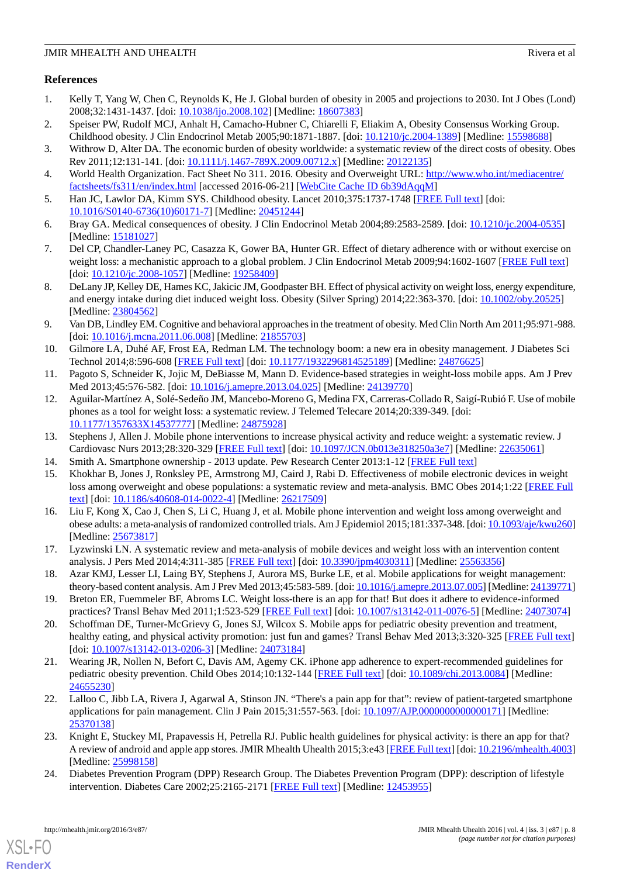## References

1. Kelly T, Yang W, Chen C, Reynolds K, He J. Global burden of obesity in 2005 and projections to 2030. Int J Obes (Lond) 2008;32:1431-1437. [doi: 10.1038/ijo.2008.102] [Medline: 18607383]
2. Speiser PW, Rudolf MCJ, Anhalt H, Camacho-Hubner C, Chiarelli F, Eliakim A, Obesity Consensus Working Group. Childhood obesity. J Clin Endocrinol Metab 2005;90:1871-1887. [doi: 10.1210/jc.2004-1389] [Medline: 15598688]
3. Withrow D, Alter DA. The economic burden of obesity worldwide: a systematic review of the direct costs of obesity. Obes Rev 2011;12:131-141. [doi: 10.1111/j.1467-789X.2009.00712.x] [Medline: 20122135]
4. World Health Organization. Fact Sheet No 311. 2016. Obesity and Overweight URL: http://www.who.int/mediacentre/factsheets/fs311/en/index.html [accessed 2016-06-21] [WebCite Cache ID 6b39dAqqM]
5. Han JC, Lawlor DA, Kimm SYS. Childhood obesity. Lancet 2010;375:1737-1748 [FREE Full text] [doi: 10.1016/S0140-6736(10)60171-7] [Medline: 20451244]
6. Bray GA. Medical consequences of obesity. J Clin Endocrinol Metab 2004;89:2583-2589. [doi: 10.1210/jc.2004-0535] [Medline: 15181027]
7. Del CP, Chandler-Laney PC, Casazza K, Gower BA, Hunter GR. Effect of dietary adherence with or without exercise on weight loss: a mechanistic approach to a global problem. J Clin Endocrinol Metab 2009;94:1602-1607 [FREE Full text] [doi: 10.1210/jc.2008-1057] [Medline: 19258409]
8. DeLany JP, Kelley DE, Hames KC, Jakicic JM, Goodpaster BH. Effect of physical activity on weight loss, energy expenditure, and energy intake during diet induced weight loss. Obesity (Silver Spring) 2014;22:363-370. [doi: 10.1002/oby.20525] [Medline: 23804562]
9. Van DB, Lindley EM. Cognitive and behavioral approaches in the treatment of obesity. Med Clin North Am 2011;95:971-988. [doi: 10.1016/j.mcna.2011.06.008] [Medline: 21855703]
10. Gilmore LA, Duhé AF, Frost EA, Redman LM. The technology boom: a new era in obesity management. J Diabetes Sci Technol 2014;8:596-608 [FREE Full text] [doi: 10.1177/1932296814525189] [Medline: 24876625]
11. Pagoto S, Schneider K, Jojic M, DeBiasse M, Mann D. Evidence-based strategies in weight-loss mobile apps. Am J Prev Med 2013;45:576-582. [doi: 10.1016/j.amepre.2013.04.025] [Medline: 24139770]
12. Aguilar-Martínez A, Solé-Sedeño JM, Mancebo-Moreno G, Medina FX, Carreras-Collado R, Saigí-Rubió F. Use of mobile phones as a tool for weight loss: a systematic review. J Telemed Telecare 2014;20:339-349. [doi: 10.1177/1357633X14537777] [Medline: 24875928]
13. Stephens J, Allen J. Mobile phone interventions to increase physical activity and reduce weight: a systematic review. J Cardiovasc Nurs 2013;28:320-329 [FREE Full text] [doi: 10.1097/JCN.0b013e318250a3e7] [Medline: 22635061]
14. Smith A. Smartphone ownership - 2013 update. Pew Research Center 2013:1-12 [FREE Full text]
15. Khokhar B, Jones J, Ronksley PE, Armstrong MJ, Caird J, Rabi D. Effectiveness of mobile electronic devices in weight loss among overweight and obese populations: a systematic review and meta-analysis. BMC Obes 2014;1:22 [FREE Full text] [doi: 10.1186/s40608-014-0022-4] [Medline: 26217509]
16. Liu F, Kong X, Cao J, Chen S, Li C, Huang J, et al. Mobile phone intervention and weight loss among overweight and obese adults: a meta-analysis of randomized controlled trials. Am J Epidemiol 2015;181:337-348. [doi: 10.1093/aje/kwu260] [Medline: 25673817]
17. Lyzwinski LN. A systematic review and meta-analysis of mobile devices and weight loss with an intervention content analysis. J Pers Med 2014;4:311-385 [FREE Full text] [doi: 10.3390/jpm4030311] [Medline: 25563356]
18. Azar KMJ, Lesser LI, Laing BY, Stephens J, Aurora MS, Burke LE, et al. Mobile applications for weight management: theory-based content analysis. Am J Prev Med 2013;45:583-589. [doi: 10.1016/j.amepre.2013.07.005] [Medline: 24139771]
19. Breton ER, Fuemmeler BF, Abroms LC. Weight loss-there is an app for that! But does it adhere to evidence-informed practices? Transl Behav Med 2011;1:523-529 [FREE Full text] [doi: 10.1007/s13142-011-0076-5] [Medline: 24073074]
20. Schoffman DE, Turner-McGrievy G, Jones SJ, Wilcox S. Mobile apps for pediatric obesity prevention and treatment, healthy eating, and physical activity promotion: just fun and games? Transl Behav Med 2013;3:320-325 [FREE Full text] [doi: 10.1007/s13142-013-0206-3] [Medline: 24073184]
21. Wearing JR, Nollen N, Befort C, Davis AM, Agemy CK. iPhone app adherence to expert-recommended guidelines for pediatric obesity prevention. Child Obes 2014;10:132-144 [FREE Full text] [doi: 10.1089/chi.2013.0084] [Medline: 24655230]
22. Lalloo C, Jibb LA, Rivera J, Agarwal A, Stinson JN. “There's a pain app for that”: review of patient-targeted smartphone applications for pain management. Clin J Pain 2015;31:557-563. [doi: 10.1097/AJP.0000000000000171] [Medline: 25370138]
23. Knight E, Stuckey MI, Prapavessis H, Petrella RJ. Public health guidelines for physical activity: is there an app for that? A review of android and apple app stores. JMIR Mhealth Uhealth 2015;3:e43 [FREE Full text] [doi: 10.2196/mhealth.4003] [Medline: 25998158]
24. Diabetes Prevention Program (DPP) Research Group. The Diabetes Prevention Program (DPP): description of lifestyle intervention. Diabetes Care 2002;25:2165-2171 [FREE Full text] [Medline: 12453955]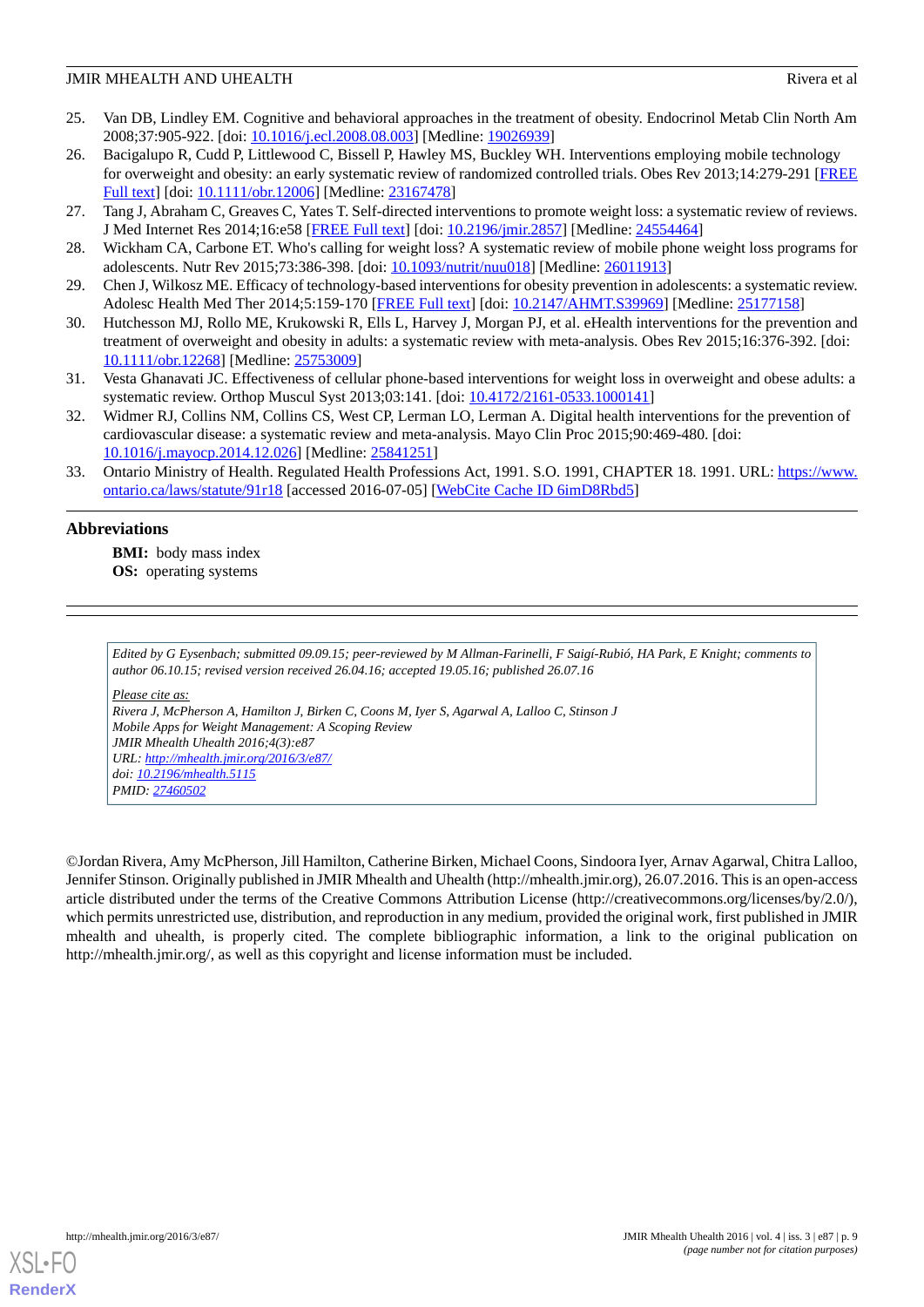25. Van DB, Lindley EM. Cognitive and behavioral approaches in the treatment of obesity. Endocrinol Metab Clin North Am 2008;37:905-922. [doi: 10.1016/j.ecl.2008.08.003] [Medline: 19026939]
26. Bacigalupo R, Cudd P, Littlewood C, Bissell P, Hawley MS, Buckley WH. Interventions employing mobile technology for overweight and obesity: an early systematic review of randomized controlled trials. Obes Rev 2013;14:279-291 [FREE Full text] [doi: 10.1111/obr.12006] [Medline: 23167478]
27. Tang J, Abraham C, Greaves C, Yates T. Self-directed interventions to promote weight loss: a systematic review of reviews. J Med Internet Res 2014;16:e58 [FREE Full text] [doi: 10.2196/jmir.2857] [Medline: 24554464]
28. Wickham CA, Carbone ET. Who's calling for weight loss? A systematic review of mobile phone weight loss programs for adolescents. Nutr Rev 2015;73:386-398. [doi: 10.1093/nutrit/nuu018] [Medline: 26011913]
29. Chen J, Wilkosz ME. Efficacy of technology-based interventions for obesity prevention in adolescents: a systematic review. Adolesc Health Med Ther 2014;5:159-170 [FREE Full text] [doi: 10.2147/AHMT.S39969] [Medline: 25177158]
30. Hutchesson MJ, Rollo ME, Krukowski R, Ells L, Harvey J, Morgan PJ, et al. eHealth interventions for the prevention and treatment of overweight and obesity in adults: a systematic review with meta-analysis. Obes Rev 2015;16:376-392. [doi: 10.1111/obr.12268] [Medline: 25753009]
31. Vesta Ghanavati JC. Effectiveness of cellular phone-based interventions for weight loss in overweight and obese adults: a systematic review. Orthop Muscul Syst 2013;03:141. [doi: 10.4172/2161-0533.1000141]
32. Widmer RJ, Collins NM, Collins CS, West CP, Lerman LO, Lerman A. Digital health interventions for the prevention of cardiovascular disease: a systematic review and meta-analysis. Mayo Clin Proc 2015;90:469-480. [doi: 10.1016/j.mayocp.2014.12.026] [Medline: 25841251]
33. Ontario Ministry of Health. Regulated Health Professions Act, 1991. S.O. 1991, CHAPTER 18. 1991. URL: https://www.ontario.ca/laws/statute/91r18 [accessed 2016-07-05] [WebCite Cache ID 6imD8Rbd5]

## Abbreviations

**BMI:** body mass index
**OS:** operating systems

---

*Edited by G Eysenbach; submitted 09.09.15; peer-reviewed by M Allman-Farinelli, F Saigí-Rubió, HA Park, E Knight; comments to author 06.10.15; revised version received 26.04.16; accepted 19.05.16; published 26.07.16*

*Please cite as:*
*Rivera J, McPherson A, Hamilton J, Birken C, Coons M, Iyer S, Agarwal A, Lalloo C, Stinson J*
*Mobile Apps for Weight Management: A Scoping Review*
*JMIR Mhealth Uhealth 2016;4(3):e87*
*URL: http://mhealth.jmir.org/2016/3/e87/*
*doi: 10.2196/mhealth.5115*
*PMID: 27460502*

©Jordan Rivera, Amy McPherson, Jill Hamilton, Catherine Birken, Michael Coons, Sindoora Iyer, Arnav Agarwal, Chitra Lalloo, Jennifer Stinson. Originally published in JMIR Mhealth and Uhealth (http://mhealth.jmir.org), 26.07.2016. This is an open-access article distributed under the terms of the Creative Commons Attribution License (http://creativecommons.org/licenses/by/2.0/), which permits unrestricted use, distribution, and reproduction in any medium, provided the original work, first published in JMIR mhealth and uhealth, is properly cited. The complete bibliographic information, a link to the original publication on http://mhealth.jmir.org/, as well as this copyright and license information must be included.